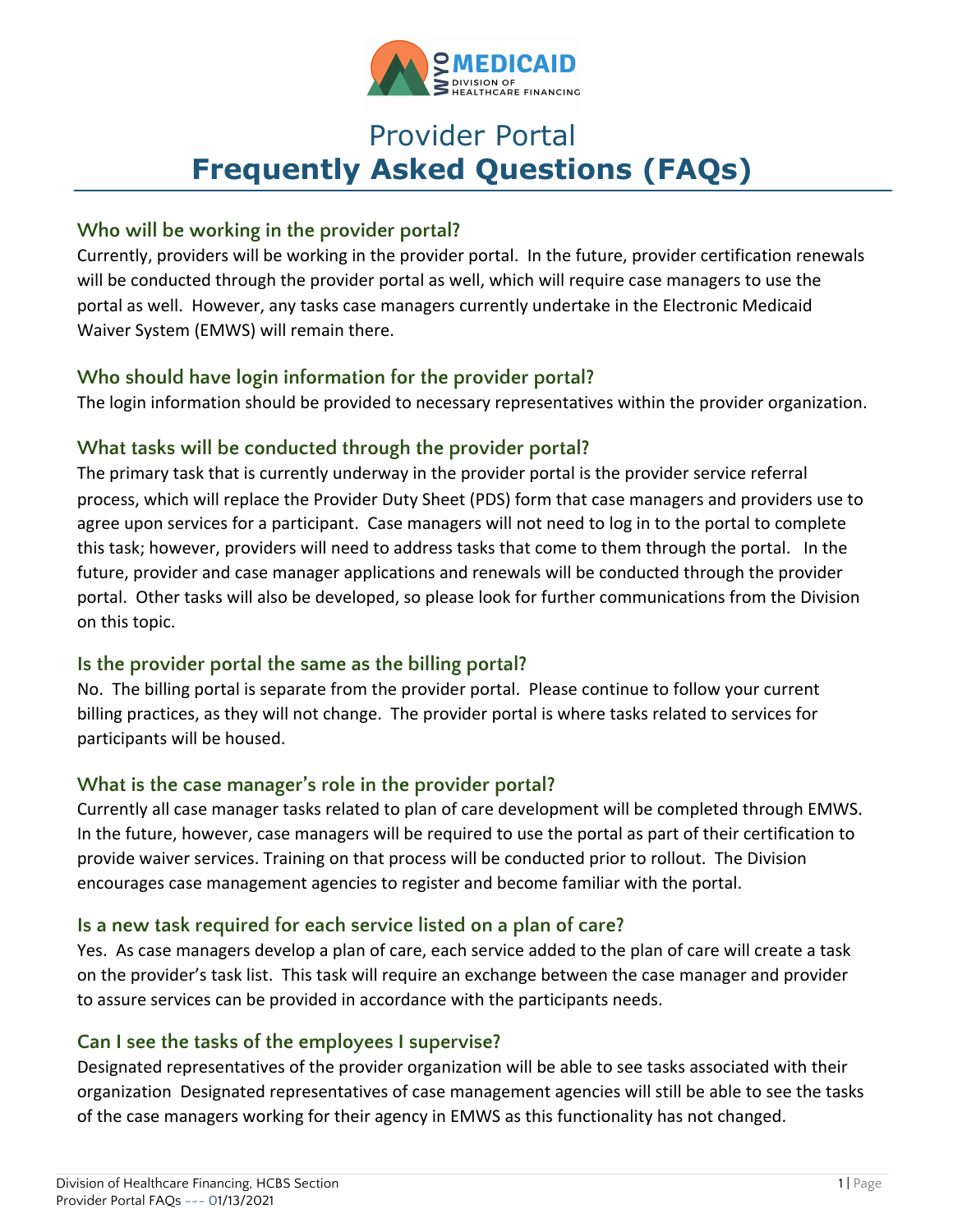# Provider Portal
# Frequently Asked Questions (FAQs)

## Who will be working in the provider portal?

Currently, providers will be working in the provider portal. In the future, provider certification renewals will be conducted through the provider portal as well, which will require case managers to use the portal as well. However, any tasks case managers currently undertake in the Electronic Medicaid Waiver System (EMWS) will remain there.

## Who should have login information for the provider portal?

The login information should be provided to necessary representatives within the provider organization.

## What tasks will be conducted through the provider portal?

The primary task that is currently underway in the provider portal is the provider service referral process, which will replace the Provider Duty Sheet (PDS) form that case managers and providers use to agree upon services for a participant. Case managers will not need to log in to the portal to complete this task; however, providers will need to address tasks that come to them through the portal. In the future, provider and case manager applications and renewals will be conducted through the provider portal. Other tasks will also be developed, so please look for further communications from the Division on this topic.

## Is the provider portal the same as the billing portal?

No. The billing portal is separate from the provider portal. Please continue to follow your current billing practices, as they will not change. The provider portal is where tasks related to services for participants will be housed.

## What is the case manager's role in the provider portal?

Currently all case manager tasks related to plan of care development will be completed through EMWS. In the future, however, case managers will be required to use the portal as part of their certification to provide waiver services. Training on that process will be conducted prior to rollout. The Division encourages case management agencies to register and become familiar with the portal.

## Is a new task required for each service listed on a plan of care?

Yes. As case managers develop a plan of care, each service added to the plan of care will create a task on the provider's task list. This task will require an exchange between the case manager and provider to assure services can be provided in accordance with the participants needs.

## Can I see the tasks of the employees I supervise?

Designated representatives of the provider organization will be able to see tasks associated with their organization Designated representatives of case management agencies will still be able to see the tasks of the case managers working for their agency in EMWS as this functionality has not changed.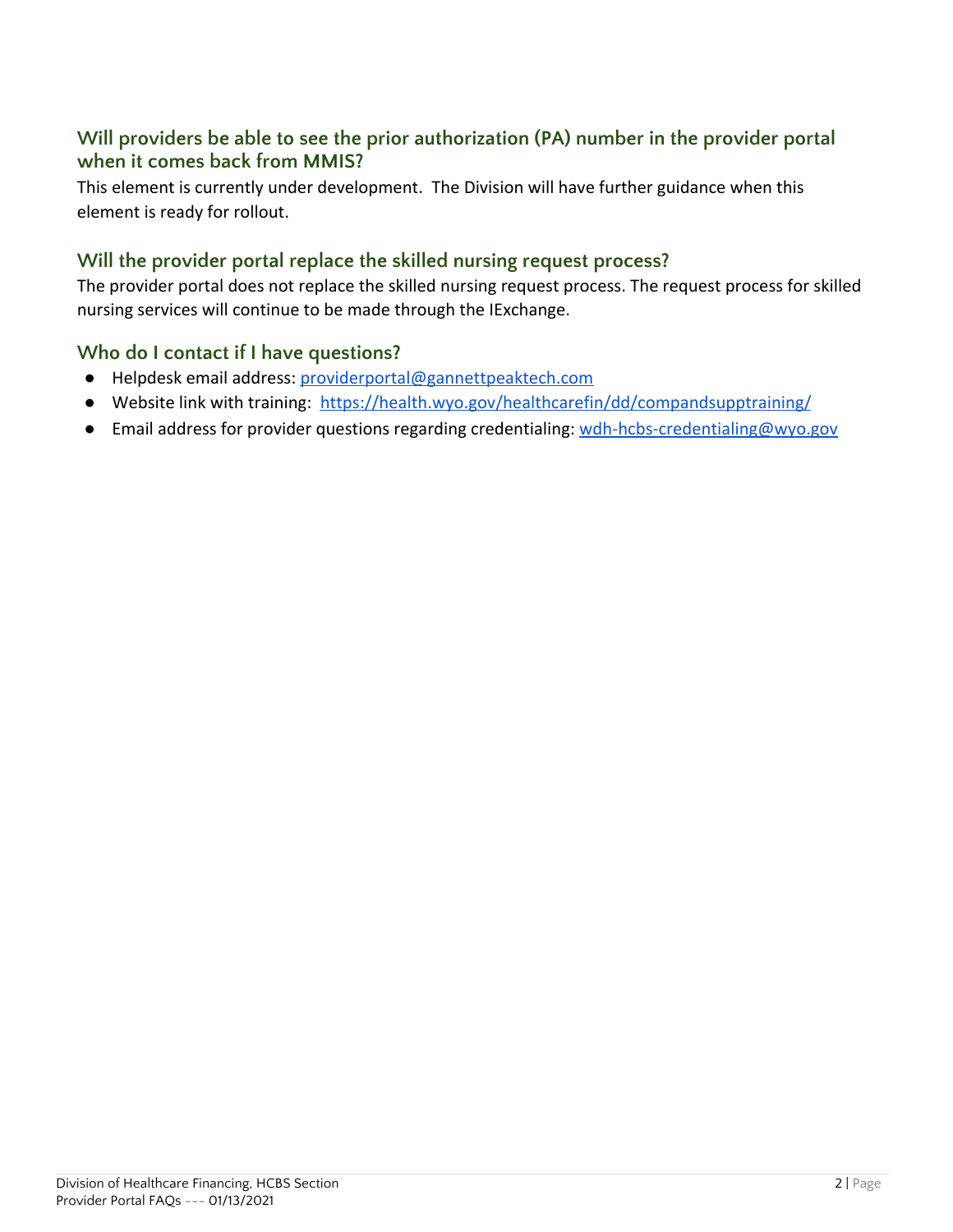## Will providers be able to see the prior authorization (PA) number in the provider portal when it comes back from MMIS?

This element is currently under development. The Division will have further guidance when this element is ready for rollout.

## Will the provider portal replace the skilled nursing request process?

The provider portal does not replace the skilled nursing request process. The request process for skilled nursing services will continue to be made through the IExchange.

## Who do I contact if I have questions?

- Helpdesk email address: providerportal@gannettpeaktech.com
- Website link with training: https://health.wyo.gov/healthcarefin/dd/compandsupptraining/
- Email address for provider questions regarding credentialing: wdh-hcbs-credentialing@wyo.gov